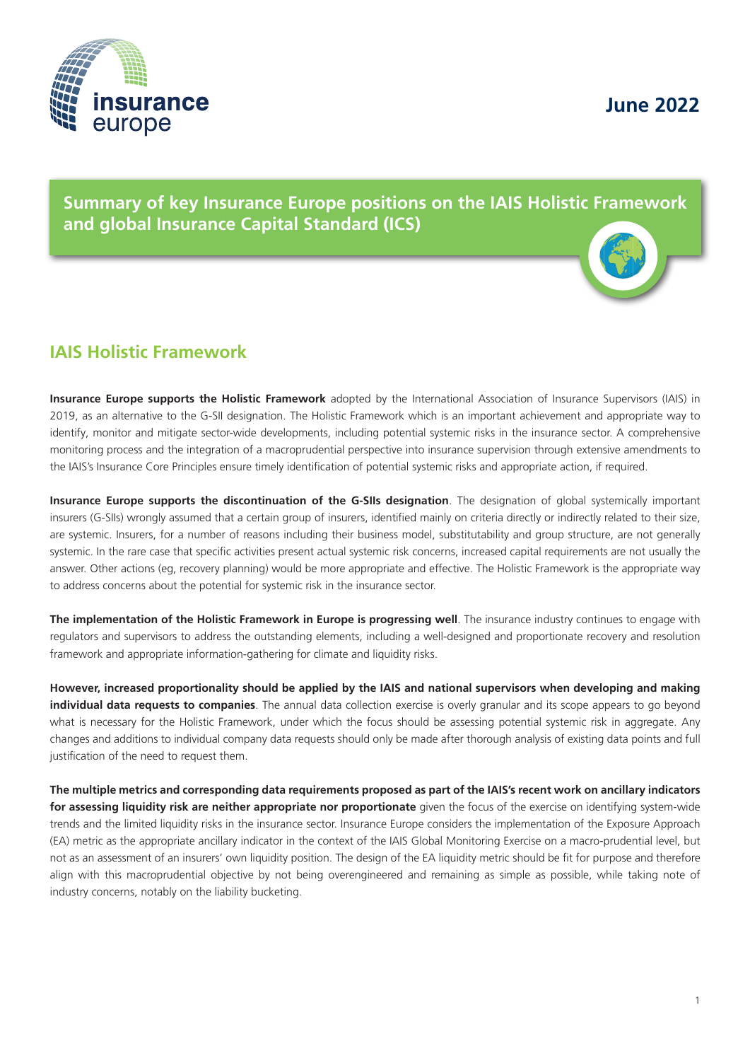June 2022

# Summary of key Insurance Europe positions on the IAIS Holistic Framework and global Insurance Capital Standard (ICS)

## IAIS Holistic Framework

**Insurance Europe supports the Holistic Framework** adopted by the International Association of Insurance Supervisors (IAIS) in 2019, as an alternative to the G-SII designation. The Holistic Framework which is an important achievement and appropriate way to identify, monitor and mitigate sector-wide developments, including potential systemic risks in the insurance sector. A comprehensive monitoring process and the integration of a macroprudential perspective into insurance supervision through extensive amendments to the IAIS's Insurance Core Principles ensure timely identification of potential systemic risks and appropriate action, if required.

**Insurance Europe supports the discontinuation of the G-SIIs designation**. The designation of global systemically important insurers (G-SIIs) wrongly assumed that a certain group of insurers, identified mainly on criteria directly or indirectly related to their size, are systemic. Insurers, for a number of reasons including their business model, substitutability and group structure, are not generally systemic. In the rare case that specific activities present actual systemic risk concerns, increased capital requirements are not usually the answer. Other actions (eg, recovery planning) would be more appropriate and effective. The Holistic Framework is the appropriate way to address concerns about the potential for systemic risk in the insurance sector.

**The implementation of the Holistic Framework in Europe is progressing well**. The insurance industry continues to engage with regulators and supervisors to address the outstanding elements, including a well-designed and proportionate recovery and resolution framework and appropriate information-gathering for climate and liquidity risks.

**However, increased proportionality should be applied by the IAIS and national supervisors when developing and making individual data requests to companies**. The annual data collection exercise is overly granular and its scope appears to go beyond what is necessary for the Holistic Framework, under which the focus should be assessing potential systemic risk in aggregate. Any changes and additions to individual company data requests should only be made after thorough analysis of existing data points and full justification of the need to request them.

**The multiple metrics and corresponding data requirements proposed as part of the IAIS's recent work on ancillary indicators for assessing liquidity risk are neither appropriate nor proportionate** given the focus of the exercise on identifying system-wide trends and the limited liquidity risks in the insurance sector. Insurance Europe considers the implementation of the Exposure Approach (EA) metric as the appropriate ancillary indicator in the context of the IAIS Global Monitoring Exercise on a macro-prudential level, but not as an assessment of an insurers' own liquidity position. The design of the EA liquidity metric should be fit for purpose and therefore align with this macroprudential objective by not being overengineered and remaining as simple as possible, while taking note of industry concerns, notably on the liability bucketing.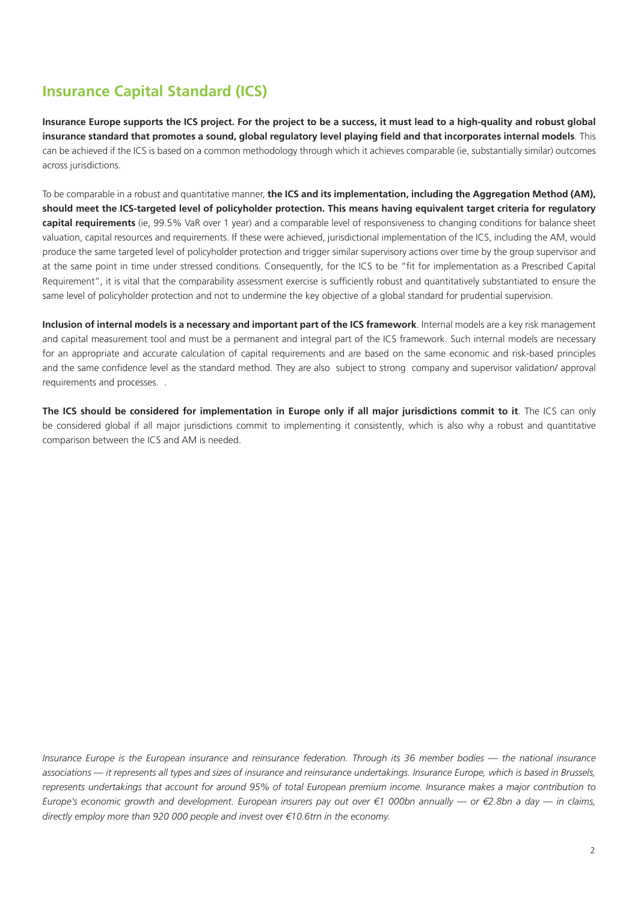## Insurance Capital Standard (ICS)

**Insurance Europe supports the ICS project. For the project to be a success, it must lead to a high-quality and robust global insurance standard that promotes a sound, global regulatory level playing field and that incorporates internal models**. This can be achieved if the ICS is based on a common methodology through which it achieves comparable (ie, substantially similar) outcomes across jurisdictions.

To be comparable in a robust and quantitative manner, **the ICS and its implementation, including the Aggregation Method (AM), should meet the ICS-targeted level of policyholder protection. This means having equivalent target criteria for regulatory capital requirements** (ie, 99.5% VaR over 1 year) and a comparable level of responsiveness to changing conditions for balance sheet valuation, capital resources and requirements. If these were achieved, jurisdictional implementation of the ICS, including the AM, would produce the same targeted level of policyholder protection and trigger similar supervisory actions over time by the group supervisor and at the same point in time under stressed conditions. Consequently, for the ICS to be "fit for implementation as a Prescribed Capital Requirement", it is vital that the comparability assessment exercise is sufficiently robust and quantitatively substantiated to ensure the same level of policyholder protection and not to undermine the key objective of a global standard for prudential supervision.

**Inclusion of internal models is a necessary and important part of the ICS framework**. Internal models are a key risk management and capital measurement tool and must be a permanent and integral part of the ICS framework. Such internal models are necessary for an appropriate and accurate calculation of capital requirements and are based on the same economic and risk-based principles and the same confidence level as the standard method. They are also subject to strong company and supervisor validation/ approval requirements and processes. .

**The ICS should be considered for implementation in Europe only if all major jurisdictions commit to it**. The ICS can only be considered global if all major jurisdictions commit to implementing it consistently, which is also why a robust and quantitative comparison between the ICS and AM is needed.

*Insurance Europe is the European insurance and reinsurance federation. Through its 36 member bodies — the national insurance associations — it represents all types and sizes of insurance and reinsurance undertakings. Insurance Europe, which is based in Brussels, represents undertakings that account for around 95% of total European premium income. Insurance makes a major contribution to Europe's economic growth and development. European insurers pay out over €1 000bn annually — or €2.8bn a day — in claims, directly employ more than 920 000 people and invest over €10.6trn in the economy.*